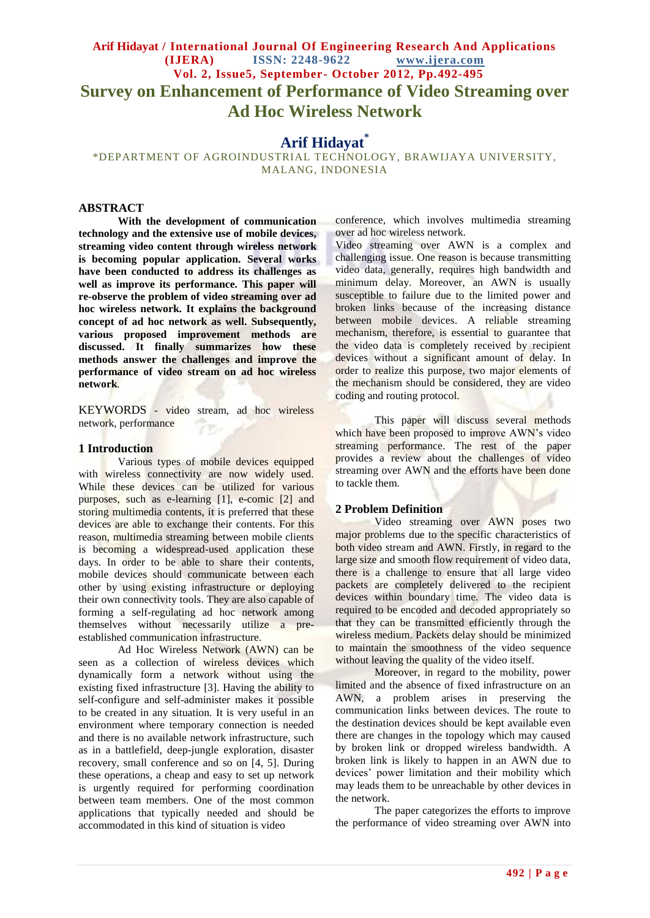# Survey on Enhancement of Performance of Video Streaming over Ad Hoc Wireless Network

## Arif Hidayat*

*DEPARTMENT OF AGROINDUSTRIAL TECHNOLOGY, BRAWIJAYA UNIVERSITY, MALANG, INDONESIA

## ABSTRACT

**With the development of communication technology and the extensive use of mobile devices, streaming video content through wireless network is becoming popular application. Several works have been conducted to address its challenges as well as improve its performance. This paper will re-observe the problem of video streaming over ad hoc wireless network. It explains the background concept of ad hoc network as well. Subsequently, various proposed improvement methods are discussed. It finally summarizes how these methods answer the challenges and improve the performance of video stream on ad hoc wireless network**.

KEYWORDS - video stream, ad hoc wireless network, performance

## 1 Introduction

Various types of mobile devices equipped with wireless connectivity are now widely used. While these devices can be utilized for various purposes, such as e-learning [1], e-comic [2] and storing multimedia contents, it is preferred that these devices are able to exchange their contents. For this reason, multimedia streaming between mobile clients is becoming a widespread-used application these days. In order to be able to share their contents, mobile devices should communicate between each other by using existing infrastructure or deploying their own connectivity tools. They are also capable of forming a self-regulating ad hoc network among themselves without necessarily utilize a pre-established communication infrastructure.

Ad Hoc Wireless Network (AWN) can be seen as a collection of wireless devices which dynamically form a network without using the existing fixed infrastructure [3]. Having the ability to self-configure and self-administer makes it possible to be created in any situation. It is very useful in an environment where temporary connection is needed and there is no available network infrastructure, such as in a battlefield, deep-jungle exploration, disaster recovery, small conference and so on [4, 5]. During these operations, a cheap and easy to set up network is urgently required for performing coordination between team members. One of the most common applications that typically needed and should be accommodated in this kind of situation is video conference, which involves multimedia streaming over ad hoc wireless network.

Video streaming over AWN is a complex and challenging issue. One reason is because transmitting video data, generally, requires high bandwidth and minimum delay. Moreover, an AWN is usually susceptible to failure due to the limited power and broken links because of the increasing distance between mobile devices. A reliable streaming mechanism, therefore, is essential to guarantee that the video data is completely received by recipient devices without a significant amount of delay. In order to realize this purpose, two major elements of the mechanism should be considered, they are video coding and routing protocol.

This paper will discuss several methods which have been proposed to improve AWN's video streaming performance. The rest of the paper provides a review about the challenges of video streaming over AWN and the efforts have been done to tackle them.

## 2 Problem Definition

Video streaming over AWN poses two major problems due to the specific characteristics of both video stream and AWN. Firstly, in regard to the large size and smooth flow requirement of video data, there is a challenge to ensure that all large video packets are completely delivered to the recipient devices within boundary time. The video data is required to be encoded and decoded appropriately so that they can be transmitted efficiently through the wireless medium. Packets delay should be minimized to maintain the smoothness of the video sequence without leaving the quality of the video itself.

Moreover, in regard to the mobility, power limited and the absence of fixed infrastructure on an AWN, a problem arises in preserving the communication links between devices. The route to the destination devices should be kept available even there are changes in the topology which may caused by broken link or dropped wireless bandwidth. A broken link is likely to happen in an AWN due to devices' power limitation and their mobility which may leads them to be unreachable by other devices in the network.

The paper categorizes the efforts to improve the performance of video streaming over AWN into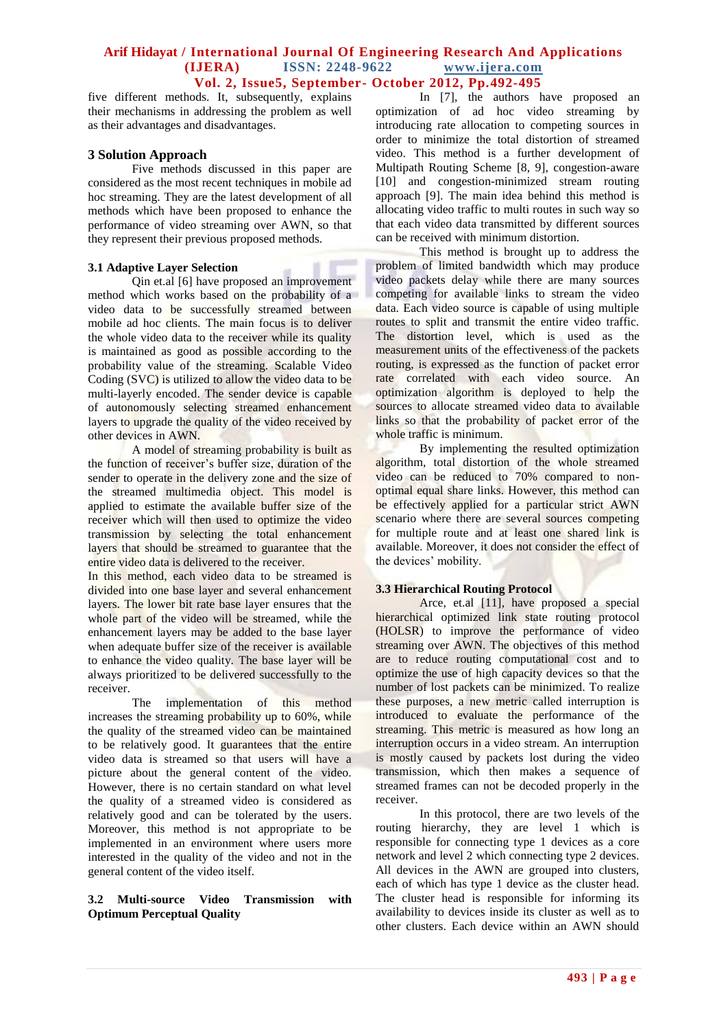five different methods. It, subsequently, explains their mechanisms in addressing the problem as well as their advantages and disadvantages.

## 3 Solution Approach

Five methods discussed in this paper are considered as the most recent techniques in mobile ad hoc streaming. They are the latest development of all methods which have been proposed to enhance the performance of video streaming over AWN, so that they represent their previous proposed methods.

### 3.1 Adaptive Layer Selection

Qin et.al [6] have proposed an improvement method which works based on the probability of a video data to be successfully streamed between mobile ad hoc clients. The main focus is to deliver the whole video data to the receiver while its quality is maintained as good as possible according to the probability value of the streaming. Scalable Video Coding (SVC) is utilized to allow the video data to be multi-layerly encoded. The sender device is capable of autonomously selecting streamed enhancement layers to upgrade the quality of the video received by other devices in AWN.

A model of streaming probability is built as the function of receiver's buffer size, duration of the sender to operate in the delivery zone and the size of the streamed multimedia object. This model is applied to estimate the available buffer size of the receiver which will then used to optimize the video transmission by selecting the total enhancement layers that should be streamed to guarantee that the entire video data is delivered to the receiver.

In this method, each video data to be streamed is divided into one base layer and several enhancement layers. The lower bit rate base layer ensures that the whole part of the video will be streamed, while the enhancement layers may be added to the base layer when adequate buffer size of the receiver is available to enhance the video quality. The base layer will be always prioritized to be delivered successfully to the receiver.

The implementation of this method increases the streaming probability up to 60%, while the quality of the streamed video can be maintained to be relatively good. It guarantees that the entire video data is streamed so that users will have a picture about the general content of the video. However, there is no certain standard on what level the quality of a streamed video is considered as relatively good and can be tolerated by the users. Moreover, this method is not appropriate to be implemented in an environment where users more interested in the quality of the video and not in the general content of the video itself.

### 3.2 Multi-source Video Transmission with Optimum Perceptual Quality

In [7], the authors have proposed an optimization of ad hoc video streaming by introducing rate allocation to competing sources in order to minimize the total distortion of streamed video. This method is a further development of Multipath Routing Scheme [8, 9], congestion-aware [10] and congestion-minimized stream routing approach [9]. The main idea behind this method is allocating video traffic to multi routes in such way so that each video data transmitted by different sources can be received with minimum distortion.

This method is brought up to address the problem of limited bandwidth which may produce video packets delay while there are many sources competing for available links to stream the video data. Each video source is capable of using multiple routes to split and transmit the entire video traffic. The distortion level, which is used as the measurement units of the effectiveness of the packets routing, is expressed as the function of packet error rate correlated with each video source. An optimization algorithm is deployed to help the sources to allocate streamed video data to available links so that the probability of packet error of the whole traffic is minimum.

By implementing the resulted optimization algorithm, total distortion of the whole streamed video can be reduced to 70% compared to non-optimal equal share links. However, this method can be effectively applied for a particular strict AWN scenario where there are several sources competing for multiple route and at least one shared link is available. Moreover, it does not consider the effect of the devices' mobility.

### 3.3 Hierarchical Routing Protocol

Arce, et.al [11], have proposed a special hierarchical optimized link state routing protocol (HOLSR) to improve the performance of video streaming over AWN. The objectives of this method are to reduce routing computational cost and to optimize the use of high capacity devices so that the number of lost packets can be minimized. To realize these purposes, a new metric called interruption is introduced to evaluate the performance of the streaming. This metric is measured as how long an interruption occurs in a video stream. An interruption is mostly caused by packets lost during the video transmission, which then makes a sequence of streamed frames can not be decoded properly in the receiver.

In this protocol, there are two levels of the routing hierarchy, they are level 1 which is responsible for connecting type 1 devices as a core network and level 2 which connecting type 2 devices. All devices in the AWN are grouped into clusters, each of which has type 1 device as the cluster head. The cluster head is responsible for informing its availability to devices inside its cluster as well as to other clusters. Each device within an AWN should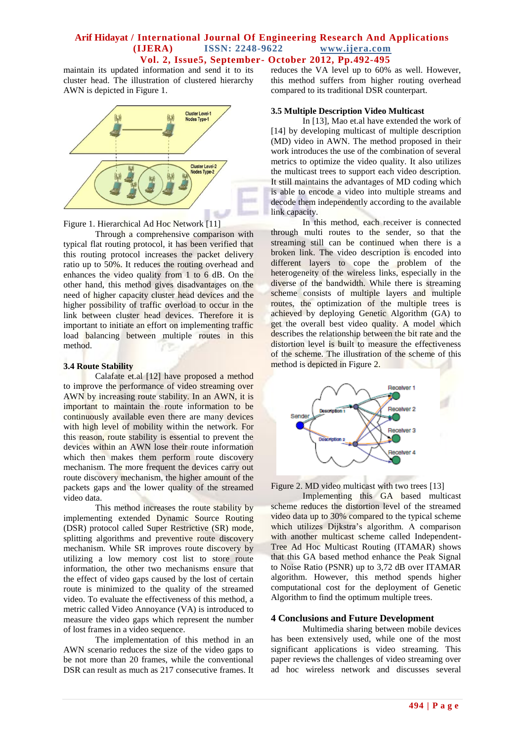maintain its updated information and send it to its cluster head. The illustration of clustered hierarchy AWN is depicted in Figure 1.

Figure 1. Hierarchical Ad Hoc Network [11]

Through a comprehensive comparison with typical flat routing protocol, it has been verified that this routing protocol increases the packet delivery ratio up to 50%. It reduces the routing overhead and enhances the video quality from 1 to 6 dB. On the other hand, this method gives disadvantages on the need of higher capacity cluster head devices and the higher possibility of traffic overload to occur in the link between cluster head devices. Therefore it is important to initiate an effort on implementing traffic load balancing between multiple routes in this method.

### 3.4 Route Stability

Calafate et.al [12] have proposed a method to improve the performance of video streaming over AWN by increasing route stability. In an AWN, it is important to maintain the route information to be continuously available even there are many devices with high level of mobility within the network. For this reason, route stability is essential to prevent the devices within an AWN lose their route information which then makes them perform route discovery mechanism. The more frequent the devices carry out route discovery mechanism, the higher amount of the packets gaps and the lower quality of the streamed video data.

This method increases the route stability by implementing extended Dynamic Source Routing (DSR) protocol called Super Restrictive (SR) mode, splitting algorithms and preventive route discovery mechanism. While SR improves route discovery by utilizing a low memory cost list to store route information, the other two mechanisms ensure that the effect of video gaps caused by the lost of certain route is minimized to the quality of the streamed video. To evaluate the effectiveness of this method, a metric called Video Annoyance (VA) is introduced to measure the video gaps which represent the number of lost frames in a video sequence.

The implementation of this method in an AWN scenario reduces the size of the video gaps to be not more than 20 frames, while the conventional DSR can result as much as 217 consecutive frames. It reduces the VA level up to 60% as well. However, this method suffers from higher routing overhead compared to its traditional DSR counterpart.

### 3.5 Multiple Description Video Multicast

In [13], Mao et.al have extended the work of [14] by developing multicast of multiple description (MD) video in AWN. The method proposed in their work introduces the use of the combination of several metrics to optimize the video quality. It also utilizes the multicast trees to support each video description. It still maintains the advantages of MD coding which is able to encode a video into multiple streams and decode them independently according to the available link capacity.

In this method, each receiver is connected through multi routes to the sender, so that the streaming still can be continued when there is a broken link. The video description is encoded into different layers to cope the problem of the heterogeneity of the wireless links, especially in the diverse of the bandwidth. While there is streaming scheme consists of multiple layers and multiple routes, the optimization of the multiple trees is achieved by deploying Genetic Algorithm (GA) to get the overall best video quality. A model which describes the relationship between the bit rate and the distortion level is built to measure the effectiveness of the scheme. The illustration of the scheme of this method is depicted in Figure 2.

Figure 2. MD video multicast with two trees [13]

Implementing this GA based multicast scheme reduces the distortion level of the streamed video data up to 30% compared to the typical scheme which utilizes Dijkstra's algorithm. A comparison with another multicast scheme called Independent-Tree Ad Hoc Multicast Routing (ITAMAR) shows that this GA based method enhance the Peak Signal to Noise Ratio (PSNR) up to 3,72 dB over ITAMAR algorithm. However, this method spends higher computational cost for the deployment of Genetic Algorithm to find the optimum multiple trees.

## 4 Conclusions and Future Development

Multimedia sharing between mobile devices has been extensively used, while one of the most significant applications is video streaming. This paper reviews the challenges of video streaming over ad hoc wireless network and discusses several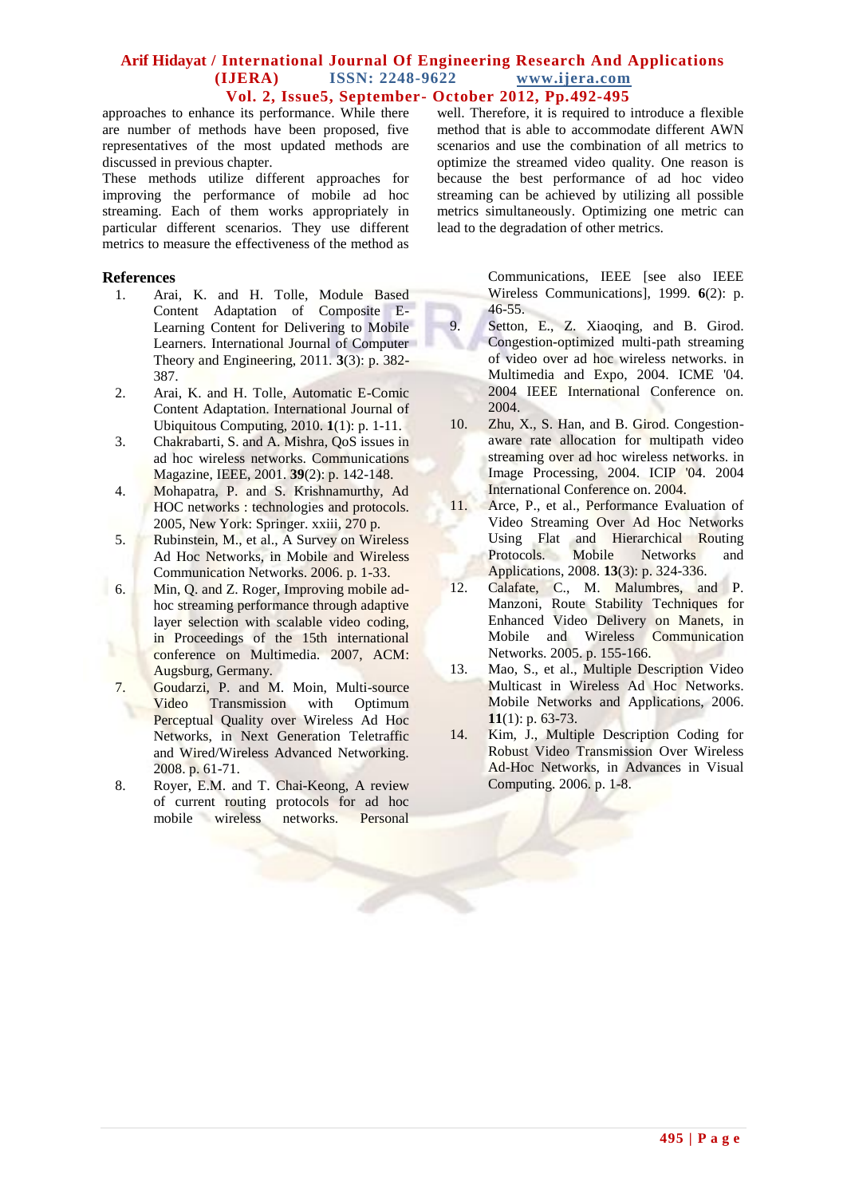approaches to enhance its performance. While there are number of methods have been proposed, five representatives of the most updated methods are discussed in previous chapter.

These methods utilize different approaches for improving the performance of mobile ad hoc streaming. Each of them works appropriately in particular different scenarios. They use different metrics to measure the effectiveness of the method as well. Therefore, it is required to introduce a flexible method that is able to accommodate different AWN scenarios and use the combination of all metrics to optimize the streamed video quality. One reason is because the best performance of ad hoc video streaming can be achieved by utilizing all possible metrics simultaneously. Optimizing one metric can lead to the degradation of other metrics.

## References

1. Arai, K. and H. Tolle, Module Based Content Adaptation of Composite E-Learning Content for Delivering to Mobile Learners. International Journal of Computer Theory and Engineering, 2011. **3**(3): p. 382-387.
2. Arai, K. and H. Tolle, Automatic E-Comic Content Adaptation. International Journal of Ubiquitous Computing, 2010. **1**(1): p. 1-11.
3. Chakrabarti, S. and A. Mishra, QoS issues in ad hoc wireless networks. Communications Magazine, IEEE, 2001. **39**(2): p. 142-148.
4. Mohapatra, P. and S. Krishnamurthy, Ad HOC networks : technologies and protocols. 2005, New York: Springer. xxiii, 270 p.
5. Rubinstein, M., et al., A Survey on Wireless Ad Hoc Networks, in Mobile and Wireless Communication Networks. 2006. p. 1-33.
6. Min, Q. and Z. Roger, Improving mobile ad-hoc streaming performance through adaptive layer selection with scalable video coding, in Proceedings of the 15th international conference on Multimedia. 2007, ACM: Augsburg, Germany.
7. Goudarzi, P. and M. Moin, Multi-source Video Transmission with Optimum Perceptual Quality over Wireless Ad Hoc Networks, in Next Generation Teletraffic and Wired/Wireless Advanced Networking. 2008. p. 61-71.
8. Royer, E.M. and T. Chai-Keong, A review of current routing protocols for ad hoc mobile wireless networks. Personal Communications, IEEE [see also IEEE Wireless Communications], 1999. **6**(2): p. 46-55.
9. Setton, E., Z. Xiaoqing, and B. Girod. Congestion-optimized multi-path streaming of video over ad hoc wireless networks. in Multimedia and Expo, 2004. ICME '04. 2004 IEEE International Conference on. 2004.
10. Zhu, X., S. Han, and B. Girod. Congestion-aware rate allocation for multipath video streaming over ad hoc wireless networks. in Image Processing, 2004. ICIP '04. 2004 International Conference on. 2004.
11. Arce, P., et al., Performance Evaluation of Video Streaming Over Ad Hoc Networks Using Flat and Hierarchical Routing Protocols. Mobile Networks and Applications, 2008. **13**(3): p. 324-336.
12. Calafate, C., M. Malumbres, and P. Manzoni, Route Stability Techniques for Enhanced Video Delivery on Manets, in Mobile and Wireless Communication Networks. 2005. p. 155-166.
13. Mao, S., et al., Multiple Description Video Multicast in Wireless Ad Hoc Networks. Mobile Networks and Applications, 2006. **11**(1): p. 63-73.
14. Kim, J., Multiple Description Coding for Robust Video Transmission Over Wireless Ad-Hoc Networks, in Advances in Visual Computing. 2006. p. 1-8.